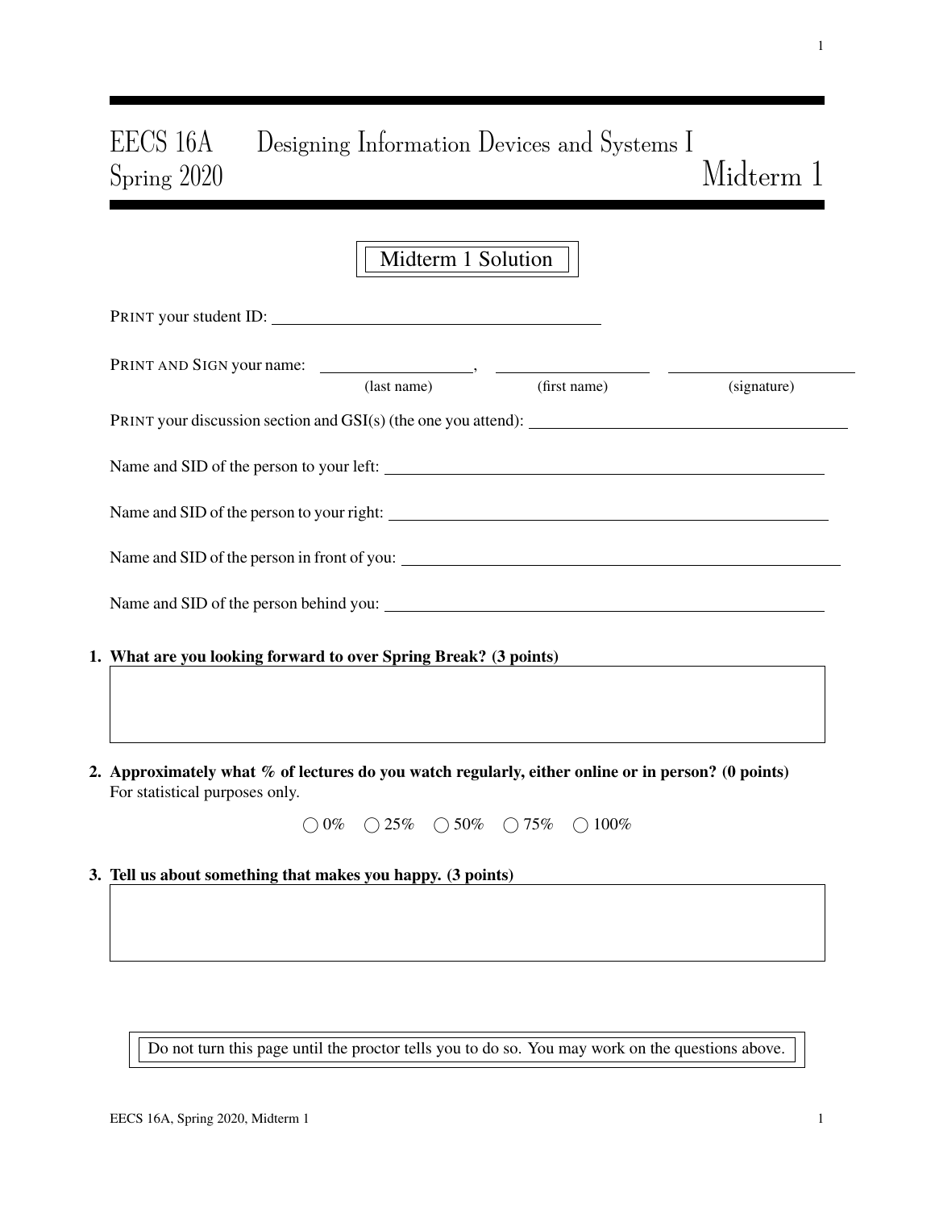# EECS 16A Designing Information Devices and Systems I
## Spring 2020 Midterm 1

**Midterm 1 Solution**

PRINT your student ID: ______________________________

PRINT AND SIGN your name: ______________, ______________ ______________
(last name) (first name) (signature)

PRINT your discussion section and GSI(s) (the one you attend): ______________________________

Name and SID of the person to your left: ______________________________

Name and SID of the person to your right: ______________________________

Name and SID of the person in front of you: ______________________________

Name and SID of the person behind you: ______________________________

**1. What are you looking forward to over Spring Break? (3 points)**

**2. Approximately what % of lectures do you watch regularly, either online or in person? (0 points)**
For statistical purposes only.

◯ 0% ◯ 25% ◯ 50% ◯ 75% ◯ 100%

**3. Tell us about something that makes you happy. (3 points)**

Do not turn this page until the proctor tells you to do so. You may work on the questions above.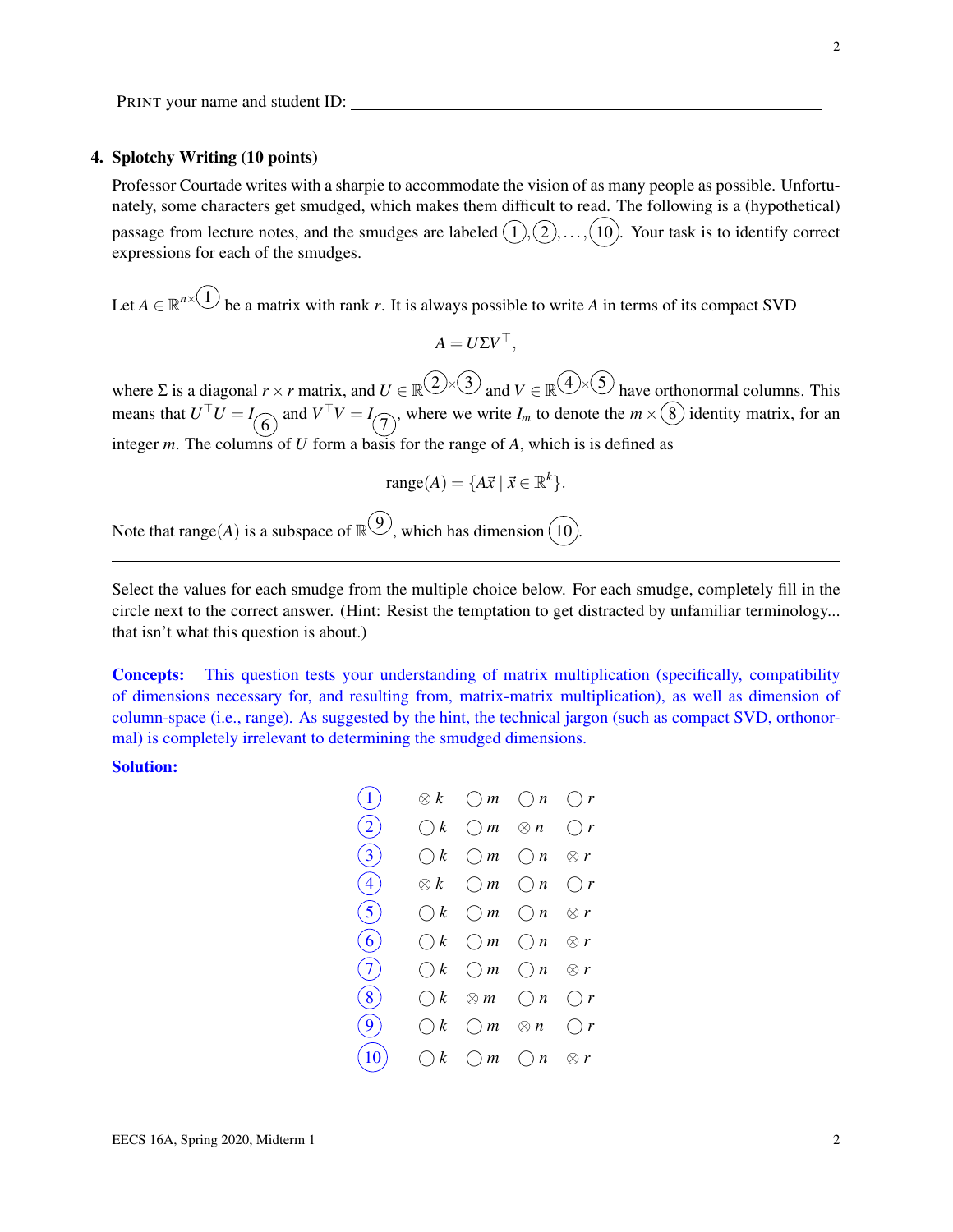PRINT your name and student ID: ______________________________

### 4. Splotchy Writing (10 points)

Professor Courtade writes with a sharpie to accommodate the vision of as many people as possible. Unfortunately, some characters get smudged, which makes them difficult to read. The following is a (hypothetical) passage from lecture notes, and the smudges are labeled (1), (2), ..., (10). Your task is to identify correct expressions for each of the smudges.

---

Let $A \in \mathbb{R}^{n \times (1)}$ be a matrix with rank $r$. It is always possible to write $A$ in terms of its compact SVD

$$A = U \Sigma V^\top,$$

where $\Sigma$ is a diagonal $r \times r$ matrix, and $U \in \mathbb{R}^{(2) \times (3)}$ and $V \in \mathbb{R}^{(4) \times (5)}$ have orthonormal columns. This means that $U^\top U = I_{(6)}$ and $V^\top V = I_{(7)}$, where we write $I_m$ to denote the $m \times (8)$ identity matrix, for an integer $m$. The columns of $U$ form a basis for the range of $A$, which is is defined as

$$\text{range}(A) = \{A\vec{x} \mid \vec{x} \in \mathbb{R}^k\}.$$

Note that range$(A)$ is a subspace of $\mathbb{R}^{(9)}$, which has dimension (10).

---

Select the values for each smudge from the multiple choice below. For each smudge, completely fill in the circle next to the correct answer. (Hint: Resist the temptation to get distracted by unfamiliar terminology... that isn't what this question is about.)

**Concepts:** This question tests your understanding of matrix multiplication (specifically, compatibility of dimensions necessary for, and resulting from, matrix-matrix multiplication), as well as dimension of column-space (i.e., range). As suggested by the hint, the technical jargon (such as compact SVD, orthonormal) is completely irrelevant to determining the smudged dimensions.

**Solution:**

| | | | | |
|---|---|---|---|---|
| (1) | ⊗ $k$ | ◯ $m$ | ◯ $n$ | ◯ $r$ |
| (2) | ◯ $k$ | ◯ $m$ | ⊗ $n$ | ◯ $r$ |
| (3) | ◯ $k$ | ◯ $m$ | ◯ $n$ | ⊗ $r$ |
| (4) | ⊗ $k$ | ◯ $m$ | ◯ $n$ | ◯ $r$ |
| (5) | ◯ $k$ | ◯ $m$ | ◯ $n$ | ⊗ $r$ |
| (6) | ◯ $k$ | ◯ $m$ | ◯ $n$ | ⊗ $r$ |
| (7) | ◯ $k$ | ◯ $m$ | ◯ $n$ | ⊗ $r$ |
| (8) | ◯ $k$ | ⊗ $m$ | ◯ $n$ | ◯ $r$ |
| (9) | ◯ $k$ | ◯ $m$ | ⊗ $n$ | ◯ $r$ |
| (10) | ◯ $k$ | ◯ $m$ | ◯ $n$ | ⊗ $r$ |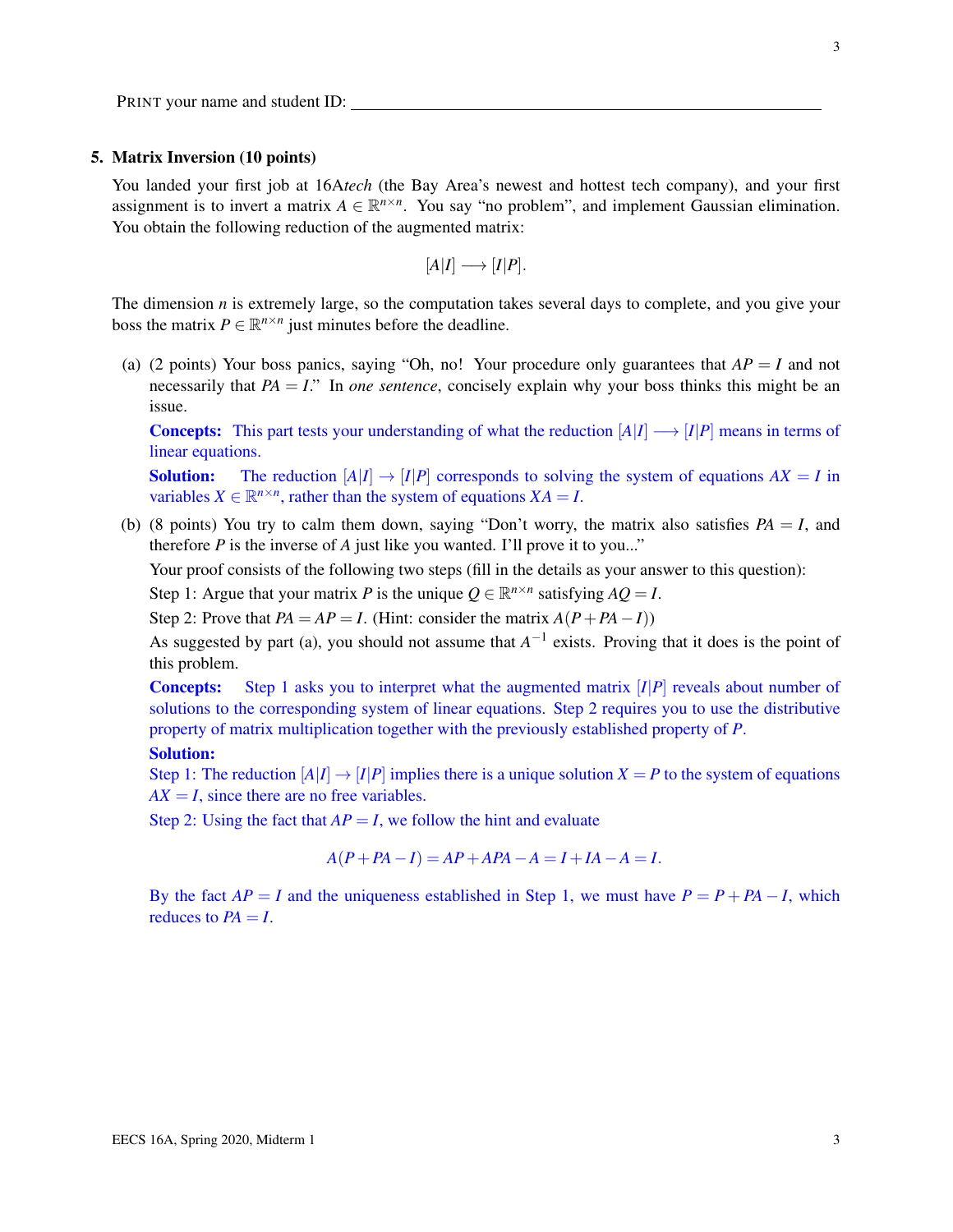PRINT your name and student ID: ______________________________

**5. Matrix Inversion (10 points)**

You landed your first job at 16A*tech* (the Bay Area's newest and hottest tech company), and your first assignment is to invert a matrix $A \in \mathbb{R}^{n\times n}$. You say "no problem", and implement Gaussian elimination. You obtain the following reduction of the augmented matrix:

$$[A|I] \longrightarrow [I|P].$$

The dimension $n$ is extremely large, so the computation takes several days to complete, and you give your boss the matrix $P \in \mathbb{R}^{n\times n}$ just minutes before the deadline.

(a) (2 points) Your boss panics, saying "Oh, no! Your procedure only guarantees that $AP = I$ and not necessarily that $PA = I$." In *one sentence*, concisely explain why your boss thinks this might be an issue.

**Concepts:** This part tests your understanding of what the reduction $[A|I] \longrightarrow [I|P]$ means in terms of linear equations.

**Solution:** The reduction $[A|I] \rightarrow [I|P]$ corresponds to solving the system of equations $AX = I$ in variables $X \in \mathbb{R}^{n\times n}$, rather than the system of equations $XA = I$.

(b) (8 points) You try to calm them down, saying "Don't worry, the matrix also satisfies $PA = I$, and therefore $P$ is the inverse of $A$ just like you wanted. I'll prove it to you..."

Your proof consists of the following two steps (fill in the details as your answer to this question):

Step 1: Argue that your matrix $P$ is the unique $Q \in \mathbb{R}^{n\times n}$ satisfying $AQ = I$.

Step 2: Prove that $PA = AP = I$. (Hint: consider the matrix $A(P + PA - I)$)

As suggested by part (a), you should not assume that $A^{-1}$ exists. Proving that it does is the point of this problem.

**Concepts:** Step 1 asks you to interpret what the augmented matrix $[I|P]$ reveals about number of solutions to the corresponding system of linear equations. Step 2 requires you to use the distributive property of matrix multiplication together with the previously established property of $P$.

**Solution:**

Step 1: The reduction $[A|I] \rightarrow [I|P]$ implies there is a unique solution $X = P$ to the system of equations $AX = I$, since there are no free variables.

Step 2: Using the fact that $AP = I$, we follow the hint and evaluate

$$A(P + PA - I) = AP + APA - A = I + IA - A = I.$$

By the fact $AP = I$ and the uniqueness established in Step 1, we must have $P = P + PA - I$, which reduces to $PA = I$.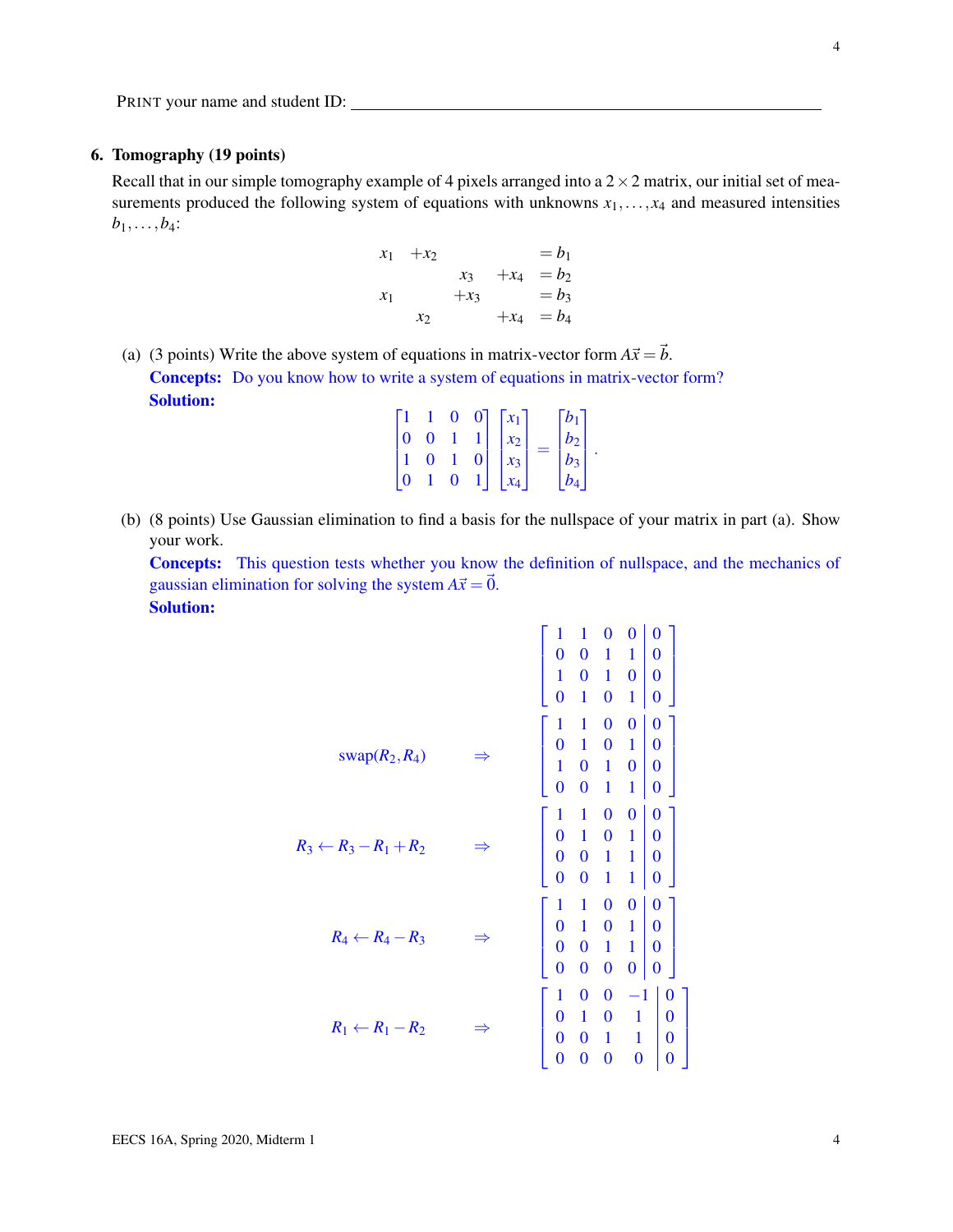PRINT your name and student ID: ________________________________

## 6. Tomography (19 points)

Recall that in our simple tomography example of 4 pixels arranged into a $2 \times 2$ matrix, our initial set of measurements produced the following system of equations with unknowns $x_1, \ldots, x_4$ and measured intensities $b_1, \ldots, b_4$:

$$
\begin{aligned}
x_1 \quad + x_2 \qquad\qquad\qquad &= b_1 \\
x_3 \quad + x_4 &= b_2 \\
x_1 \qquad\quad + x_3 \qquad\quad &= b_3 \\
x_2 \qquad\qquad + x_4 &= b_4
\end{aligned}
$$

(a) (3 points) Write the above system of equations in matrix-vector form $A\vec{x} = \vec{b}$.

**Concepts:** Do you know how to write a system of equations in matrix-vector form?

**Solution:**

$$
\begin{bmatrix} 1 & 1 & 0 & 0 \\ 0 & 0 & 1 & 1 \\ 1 & 0 & 1 & 0 \\ 0 & 1 & 0 & 1 \end{bmatrix} \begin{bmatrix} x_1 \\ x_2 \\ x_3 \\ x_4 \end{bmatrix} = \begin{bmatrix} b_1 \\ b_2 \\ b_3 \\ b_4 \end{bmatrix}.
$$

(b) (8 points) Use Gaussian elimination to find a basis for the nullspace of your matrix in part (a). Show your work.

**Concepts:** This question tests whether you know the definition of nullspace, and the mechanics of gaussian elimination for solving the system $A\vec{x} = \vec{0}$.

**Solution:**

$$
\left[\begin{array}{cccc|c} 1 & 1 & 0 & 0 & 0 \\ 0 & 0 & 1 & 1 & 0 \\ 1 & 0 & 1 & 0 & 0 \\ 0 & 1 & 0 & 1 & 0 \end{array}\right]
$$

$$
\text{swap}(R_2, R_4) \quad \Rightarrow \quad \left[\begin{array}{cccc|c} 1 & 1 & 0 & 0 & 0 \\ 0 & 1 & 0 & 1 & 0 \\ 1 & 0 & 1 & 0 & 0 \\ 0 & 0 & 1 & 1 & 0 \end{array}\right]
$$

$$
R_3 \leftarrow R_3 - R_1 + R_2 \quad \Rightarrow \quad \left[\begin{array}{cccc|c} 1 & 1 & 0 & 0 & 0 \\ 0 & 1 & 0 & 1 & 0 \\ 0 & 0 & 1 & 1 & 0 \\ 0 & 0 & 1 & 1 & 0 \end{array}\right]
$$

$$
R_4 \leftarrow R_4 - R_3 \quad \Rightarrow \quad \left[\begin{array}{cccc|c} 1 & 1 & 0 & 0 & 0 \\ 0 & 1 & 0 & 1 & 0 \\ 0 & 0 & 1 & 1 & 0 \\ 0 & 0 & 0 & 0 & 0 \end{array}\right]
$$

$$
R_1 \leftarrow R_1 - R_2 \quad \Rightarrow \quad \left[\begin{array}{cccc|c} 1 & 0 & 0 & -1 & 0 \\ 0 & 1 & 0 & 1 & 0 \\ 0 & 0 & 1 & 1 & 0 \\ 0 & 0 & 0 & 0 & 0 \end{array}\right]
$$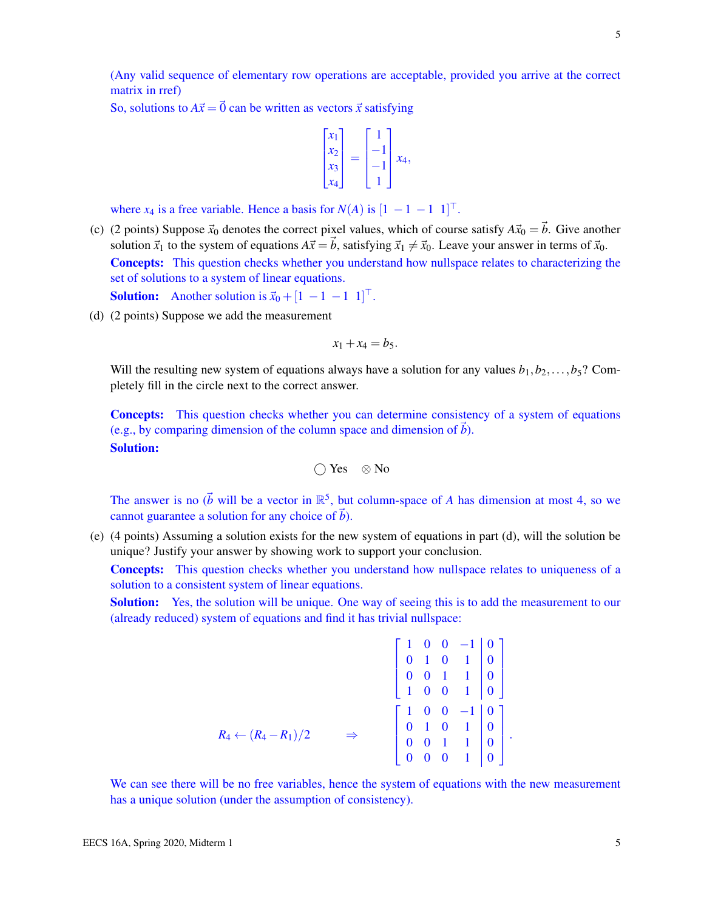(Any valid sequence of elementary row operations are acceptable, provided you arrive at the correct matrix in rref)

So, solutions to $A\vec{x} = \vec{0}$ can be written as vectors $\vec{x}$ satisfying

$$\begin{bmatrix} x_1 \\ x_2 \\ x_3 \\ x_4 \end{bmatrix} = \begin{bmatrix} 1 \\ -1 \\ -1 \\ 1 \end{bmatrix} x_4,$$

where $x_4$ is a free variable. Hence a basis for $N(A)$ is $[1 \ -1 \ -1 \ 1]^\top$.

(c) (2 points) Suppose $\vec{x}_0$ denotes the correct pixel values, which of course satisfy $A\vec{x}_0 = \vec{b}$. Give another solution $\vec{x}_1$ to the system of equations $A\vec{x} = \vec{b}$, satisfying $\vec{x}_1 \neq \vec{x}_0$. Leave your answer in terms of $\vec{x}_0$.

**Concepts:** This question checks whether you understand how nullspace relates to characterizing the set of solutions to a system of linear equations.

**Solution:** Another solution is $\vec{x}_0 + [1 \ -1 \ -1 \ 1]^\top$.

(d) (2 points) Suppose we add the measurement

$$x_1 + x_4 = b_5.$$

Will the resulting new system of equations always have a solution for any values $b_1, b_2, \ldots, b_5$? Completely fill in the circle next to the correct answer.

**Concepts:** This question checks whether you can determine consistency of a system of equations (e.g., by comparing dimension of the column space and dimension of $\vec{b}$).

**Solution:**

◯ Yes ⊗ No

The answer is no ($\vec{b}$ will be a vector in $\mathbb{R}^5$, but column-space of $A$ has dimension at most 4, so we cannot guarantee a solution for any choice of $\vec{b}$).

(e) (4 points) Assuming a solution exists for the new system of equations in part (d), will the solution be unique? Justify your answer by showing work to support your conclusion.

**Concepts:** This question checks whether you understand how nullspace relates to uniqueness of a solution to a consistent system of linear equations.

**Solution:** Yes, the solution will be unique. One way of seeing this is to add the measurement to our (already reduced) system of equations and find it has trivial nullspace:

$$\left[\begin{array}{cccc|c} 1 & 0 & 0 & -1 & 0 \\ 0 & 1 & 0 & 1 & 0 \\ 0 & 0 & 1 & 1 & 0 \\ 1 & 0 & 0 & 1 & 0 \end{array}\right]$$

$$R_4 \leftarrow (R_4 - R_1)/2 \qquad \Rightarrow \qquad \left[\begin{array}{cccc|c} 1 & 0 & 0 & -1 & 0 \\ 0 & 1 & 0 & 1 & 0 \\ 0 & 0 & 1 & 1 & 0 \\ 0 & 0 & 0 & 1 & 0 \end{array}\right].$$

We can see there will be no free variables, hence the system of equations with the new measurement has a unique solution (under the assumption of consistency).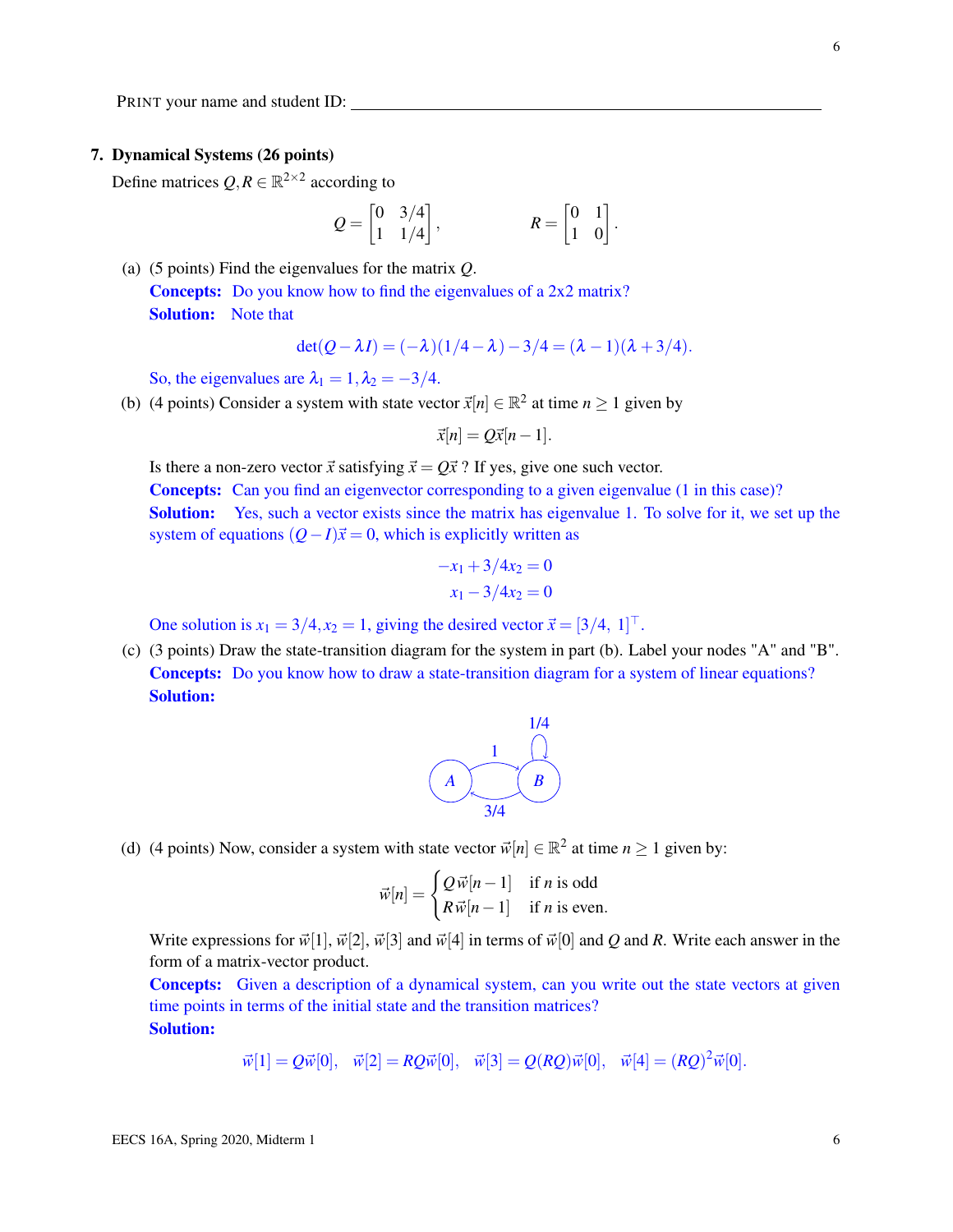PRINT your name and student ID: ______________________________

## 7. Dynamical Systems (26 points)

Define matrices $Q, R \in \mathbb{R}^{2\times 2}$ according to

$$Q = \begin{bmatrix} 0 & 3/4 \\ 1 & 1/4 \end{bmatrix}, \qquad R = \begin{bmatrix} 0 & 1 \\ 1 & 0 \end{bmatrix}.$$

(a) (5 points) Find the eigenvalues for the matrix $Q$.

**Concepts:** Do you know how to find the eigenvalues of a 2x2 matrix?

**Solution:** Note that

$$\det(Q - \lambda I) = (-\lambda)(1/4 - \lambda) - 3/4 = (\lambda - 1)(\lambda + 3/4).$$

So, the eigenvalues are $\lambda_1 = 1, \lambda_2 = -3/4$.

(b) (4 points) Consider a system with state vector $\vec{x}[n] \in \mathbb{R}^2$ at time $n \geq 1$ given by

$$\vec{x}[n] = Q\vec{x}[n-1].$$

Is there a non-zero vector $\vec{x}$ satisfying $\vec{x} = Q\vec{x}$ ? If yes, give one such vector.

**Concepts:** Can you find an eigenvector corresponding to a given eigenvalue (1 in this case)?

**Solution:** Yes, such a vector exists since the matrix has eigenvalue 1. To solve for it, we set up the system of equations $(Q - I)\vec{x} = 0$, which is explicitly written as

$$-x_1 + 3/4x_2 = 0$$
$$x_1 - 3/4x_2 = 0$$

One solution is $x_1 = 3/4, x_2 = 1$, giving the desired vector $\vec{x} = [3/4,\ 1]^\top$.

(c) (3 points) Draw the state-transition diagram for the system in part (b). Label your nodes "A" and "B".

**Concepts:** Do you know how to draw a state-transition diagram for a system of linear equations?

**Solution:**

A → B (1); B → A (3/4); B → B (1/4)

(d) (4 points) Now, consider a system with state vector $\vec{w}[n] \in \mathbb{R}^2$ at time $n \geq 1$ given by:

$$\vec{w}[n] = \begin{cases} Q\,\vec{w}[n-1] & \text{if } n \text{ is odd} \\ R\,\vec{w}[n-1] & \text{if } n \text{ is even.} \end{cases}$$

Write expressions for $\vec{w}[1]$, $\vec{w}[2]$, $\vec{w}[3]$ and $\vec{w}[4]$ in terms of $\vec{w}[0]$ and $Q$ and $R$. Write each answer in the form of a matrix-vector product.

**Concepts:** Given a description of a dynamical system, can you write out the state vectors at given time points in terms of the initial state and the transition matrices?

**Solution:**

$$\vec{w}[1] = Q\vec{w}[0], \quad \vec{w}[2] = RQ\vec{w}[0], \quad \vec{w}[3] = Q(RQ)\vec{w}[0], \quad \vec{w}[4] = (RQ)^2\vec{w}[0].$$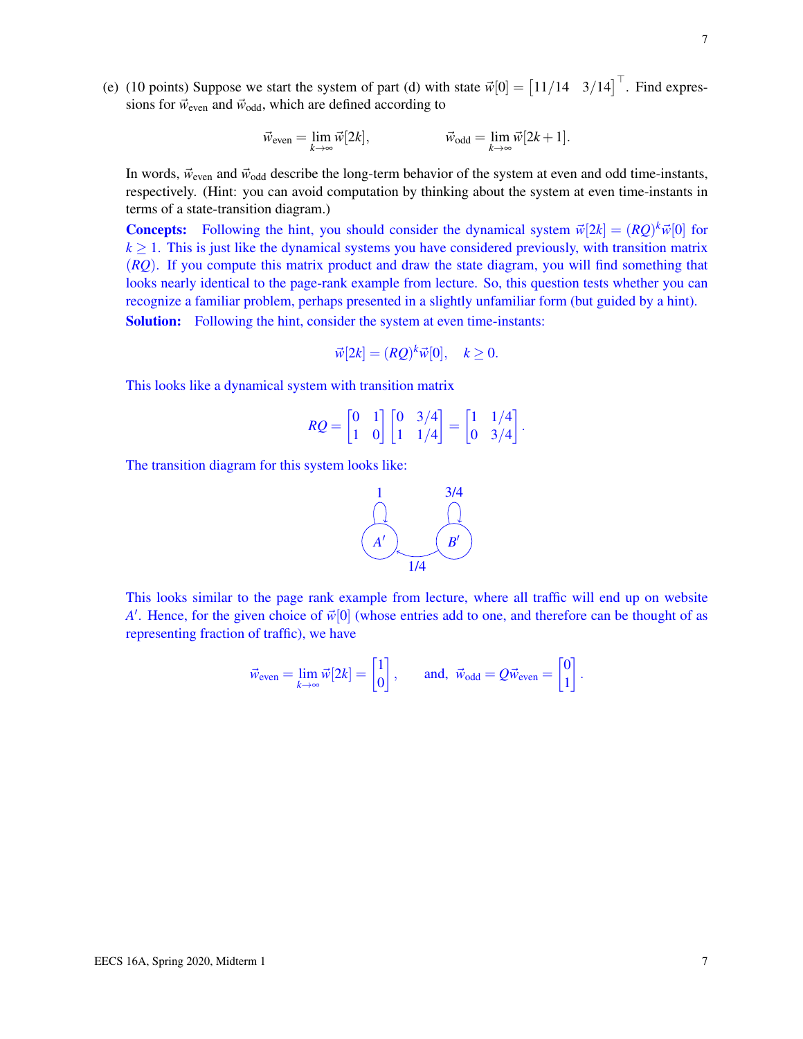(e) (10 points) Suppose we start the system of part (d) with state $\vec{w}[0] = \begin{bmatrix} 11/14 & 3/14 \end{bmatrix}^\top$. Find expressions for $\vec{w}_{\text{even}}$ and $\vec{w}_{\text{odd}}$, which are defined according to

$$\vec{w}_{\text{even}} = \lim_{k\to\infty} \vec{w}[2k], \qquad \vec{w}_{\text{odd}} = \lim_{k\to\infty} \vec{w}[2k+1].$$

In words, $\vec{w}_{\text{even}}$ and $\vec{w}_{\text{odd}}$ describe the long-term behavior of the system at even and odd time-instants, respectively. (Hint: you can avoid computation by thinking about the system at even time-instants in terms of a state-transition diagram.)

**Concepts:** Following the hint, you should consider the dynamical system $\vec{w}[2k] = (RQ)^k \vec{w}[0]$ for $k \geq 1$. This is just like the dynamical systems you have considered previously, with transition matrix $(RQ)$. If you compute this matrix product and draw the state diagram, you will find something that looks nearly identical to the page-rank example from lecture. So, this question tests whether you can recognize a familiar problem, perhaps presented in a slightly unfamiliar form (but guided by a hint).

**Solution:** Following the hint, consider the system at even time-instants:

$$\vec{w}[2k] = (RQ)^k \vec{w}[0], \quad k \geq 0.$$

This looks like a dynamical system with transition matrix

$$RQ = \begin{bmatrix} 0 & 1 \\ 1 & 0 \end{bmatrix} \begin{bmatrix} 0 & 3/4 \\ 1 & 1/4 \end{bmatrix} = \begin{bmatrix} 1 & 1/4 \\ 0 & 3/4 \end{bmatrix}.$$

The transition diagram for this system looks like:

Nodes: $A'$ (self-loop 1), $B'$ (self-loop 3/4), edge $B' \to A'$ with weight 1/4.

This looks similar to the page rank example from lecture, where all traffic will end up on website $A'$. Hence, for the given choice of $\vec{w}[0]$ (whose entries add to one, and therefore can be thought of as representing fraction of traffic), we have

$$\vec{w}_{\text{even}} = \lim_{k\to\infty} \vec{w}[2k] = \begin{bmatrix} 1 \\ 0 \end{bmatrix}, \qquad \text{and,} \;\; \vec{w}_{\text{odd}} = Q\vec{w}_{\text{even}} = \begin{bmatrix} 0 \\ 1 \end{bmatrix}.$$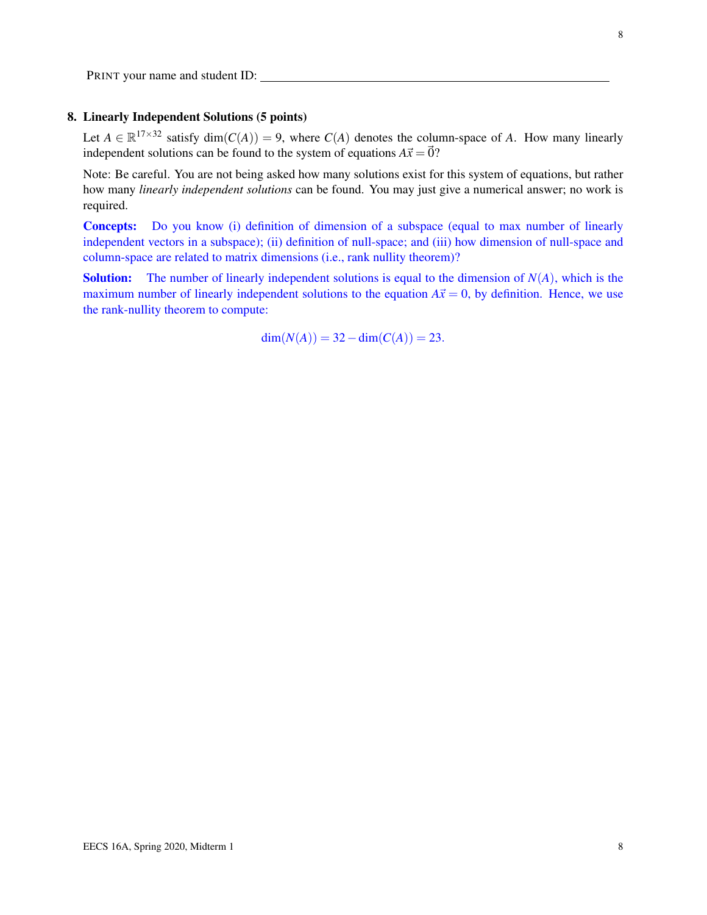PRINT your name and student ID: ______________________________

## 8. Linearly Independent Solutions (5 points)

Let $A \in \mathbb{R}^{17\times 32}$ satisfy $\dim(C(A)) = 9$, where $C(A)$ denotes the column-space of $A$. How many linearly independent solutions can be found to the system of equations $A\vec{x} = \vec{0}$?

Note: Be careful. You are not being asked how many solutions exist for this system of equations, but rather how many *linearly independent solutions* can be found. You may just give a numerical answer; no work is required.

**Concepts:** Do you know (i) definition of dimension of a subspace (equal to max number of linearly independent vectors in a subspace); (ii) definition of null-space; and (iii) how dimension of null-space and column-space are related to matrix dimensions (i.e., rank nullity theorem)?

**Solution:** The number of linearly independent solutions is equal to the dimension of $N(A)$, which is the maximum number of linearly independent solutions to the equation $A\vec{x} = 0$, by definition. Hence, we use the rank-nullity theorem to compute:

$$\dim(N(A)) = 32 - \dim(C(A)) = 23.$$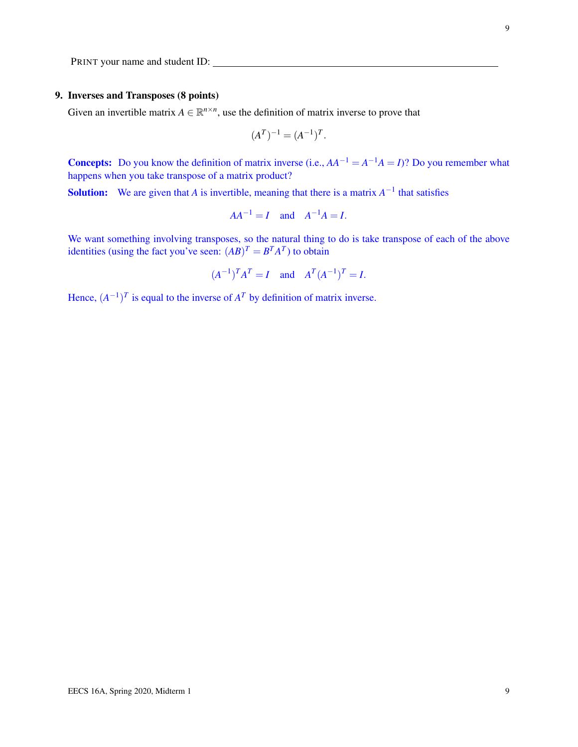PRINT your name and student ID: ______________________________

**9. Inverses and Transposes (8 points)**

Given an invertible matrix $A \in \mathbb{R}^{n \times n}$, use the definition of matrix inverse to prove that

$$(A^T)^{-1} = (A^{-1})^T.$$

**Concepts:** Do you know the definition of matrix inverse (i.e., $AA^{-1} = A^{-1}A = I$)? Do you remember what happens when you take transpose of a matrix product?

**Solution:** We are given that $A$ is invertible, meaning that there is a matrix $A^{-1}$ that satisfies

$$AA^{-1} = I \quad \text{and} \quad A^{-1}A = I.$$

We want something involving transposes, so the natural thing to do is take transpose of each of the above identities (using the fact you've seen: $(AB)^T = B^T A^T$) to obtain

$$(A^{-1})^T A^T = I \quad \text{and} \quad A^T (A^{-1})^T = I.$$

Hence, $(A^{-1})^T$ is equal to the inverse of $A^T$ by definition of matrix inverse.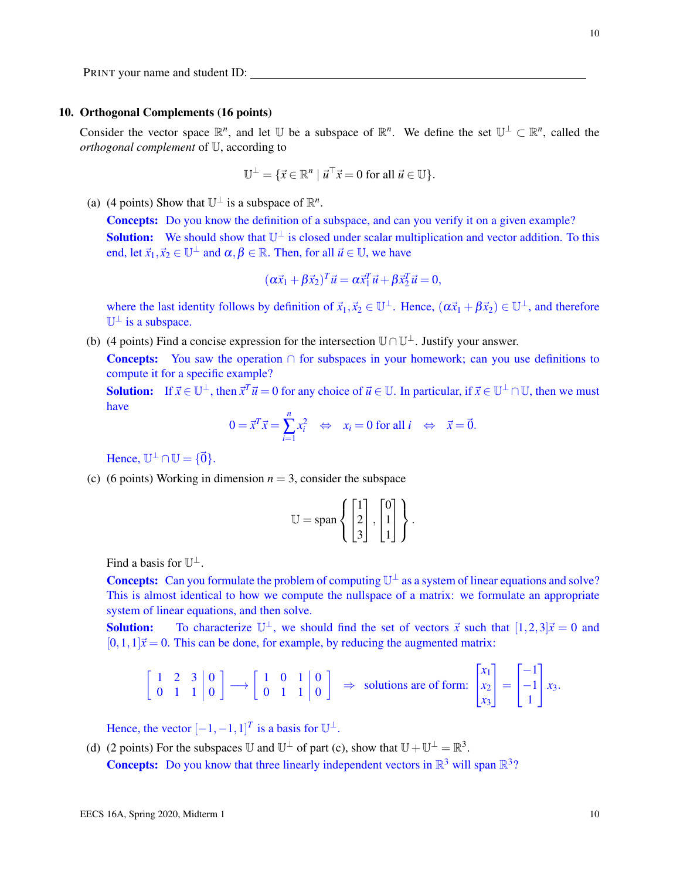PRINT your name and student ID: ______________________________________________

**10. Orthogonal Complements (16 points)**

Consider the vector space $\mathbb{R}^n$, and let $\mathbb{U}$ be a subspace of $\mathbb{R}^n$. We define the set $\mathbb{U}^\perp \subset \mathbb{R}^n$, called the *orthogonal complement* of $\mathbb{U}$, according to

$$\mathbb{U}^\perp = \{\vec{x} \in \mathbb{R}^n \mid \vec{u}^\top \vec{x} = 0 \text{ for all } \vec{u} \in \mathbb{U}\}.$$

(a) (4 points) Show that $\mathbb{U}^\perp$ is a subspace of $\mathbb{R}^n$.

**Concepts:** Do you know the definition of a subspace, and can you verify it on a given example?

**Solution:** We should show that $\mathbb{U}^\perp$ is closed under scalar multiplication and vector addition. To this end, let $\vec{x}_1, \vec{x}_2 \in \mathbb{U}^\perp$ and $\alpha, \beta \in \mathbb{R}$. Then, for all $\vec{u} \in \mathbb{U}$, we have

$$(\alpha\vec{x}_1 + \beta\vec{x}_2)^T\vec{u} = \alpha\vec{x}_1^T\vec{u} + \beta\vec{x}_2^T\vec{u} = 0,$$

where the last identity follows by definition of $\vec{x}_1, \vec{x}_2 \in \mathbb{U}^\perp$. Hence, $(\alpha\vec{x}_1 + \beta\vec{x}_2) \in \mathbb{U}^\perp$, and therefore $\mathbb{U}^\perp$ is a subspace.

(b) (4 points) Find a concise expression for the intersection $\mathbb{U} \cap \mathbb{U}^\perp$. Justify your answer.

**Concepts:** You saw the operation $\cap$ for subspaces in your homework; can you use definitions to compute it for a specific example?

**Solution:** If $\vec{x} \in \mathbb{U}^\perp$, then $\vec{x}^T\vec{u} = 0$ for any choice of $\vec{u} \in \mathbb{U}$. In particular, if $\vec{x} \in \mathbb{U}^\perp \cap \mathbb{U}$, then we must have

$$0 = \vec{x}^T\vec{x} = \sum_{i=1}^{n} x_i^2 \quad \Leftrightarrow \quad x_i = 0 \text{ for all } i \quad \Leftrightarrow \quad \vec{x} = \vec{0}.$$

Hence, $\mathbb{U}^\perp \cap \mathbb{U} = \{\vec{0}\}$.

(c) (6 points) Working in dimension $n = 3$, consider the subspace

$$\mathbb{U} = \text{span}\left\{ \begin{bmatrix} 1 \\ 2 \\ 3 \end{bmatrix}, \begin{bmatrix} 0 \\ 1 \\ 1 \end{bmatrix} \right\}.$$

Find a basis for $\mathbb{U}^\perp$.

**Concepts:** Can you formulate the problem of computing $\mathbb{U}^\perp$ as a system of linear equations and solve? This is almost identical to how we compute the nullspace of a matrix: we formulate an appropriate system of linear equations, and then solve.

**Solution:** To characterize $\mathbb{U}^\perp$, we should find the set of vectors $\vec{x}$ such that $[1, 2, 3]\vec{x} = 0$ and $[0, 1, 1]\vec{x} = 0$. This can be done, for example, by reducing the augmented matrix:

$$\left[\begin{array}{ccc|c} 1 & 2 & 3 & 0 \\ 0 & 1 & 1 & 0 \end{array}\right] \longrightarrow \left[\begin{array}{ccc|c} 1 & 0 & 1 & 0 \\ 0 & 1 & 1 & 0 \end{array}\right] \quad \Rightarrow \quad \text{solutions are of form: } \begin{bmatrix} x_1 \\ x_2 \\ x_3 \end{bmatrix} = \begin{bmatrix} -1 \\ -1 \\ 1 \end{bmatrix} x_3.$$

Hence, the vector $[-1, -1, 1]^T$ is a basis for $\mathbb{U}^\perp$.

(d) (2 points) For the subspaces $\mathbb{U}$ and $\mathbb{U}^\perp$ of part (c), show that $\mathbb{U} + \mathbb{U}^\perp = \mathbb{R}^3$.

**Concepts:** Do you know that three linearly independent vectors in $\mathbb{R}^3$ will span $\mathbb{R}^3$?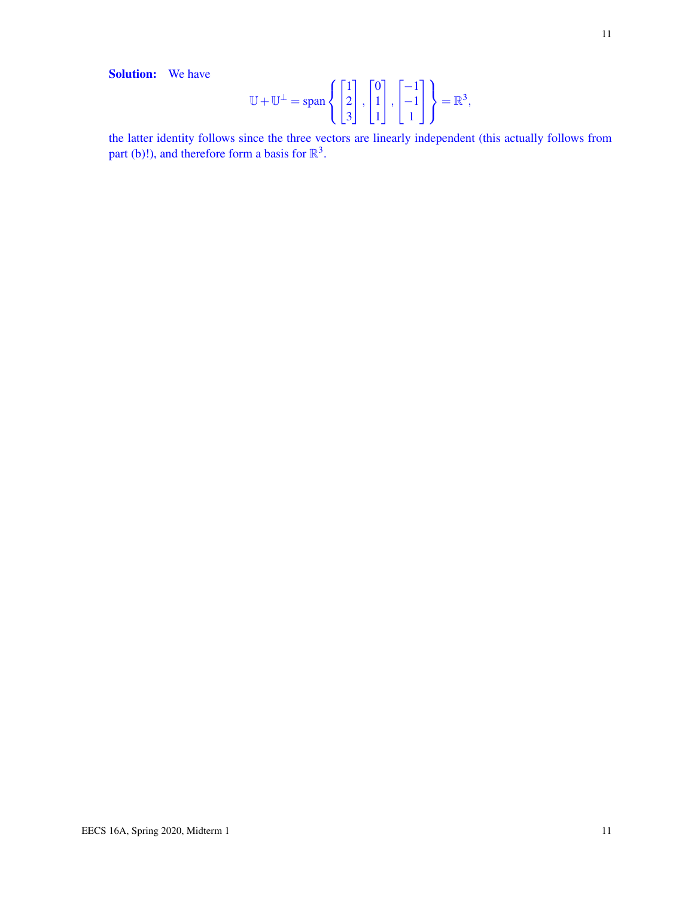**Solution:** We have

$$\mathbb{U} + \mathbb{U}^{\perp} = \text{span}\left\{ \begin{bmatrix} 1 \\ 2 \\ 3 \end{bmatrix}, \begin{bmatrix} 0 \\ 1 \\ 1 \end{bmatrix}, \begin{bmatrix} -1 \\ -1 \\ 1 \end{bmatrix} \right\} = \mathbb{R}^3,$$

the latter identity follows since the three vectors are linearly independent (this actually follows from part (b)!), and therefore form a basis for $\mathbb{R}^3$.